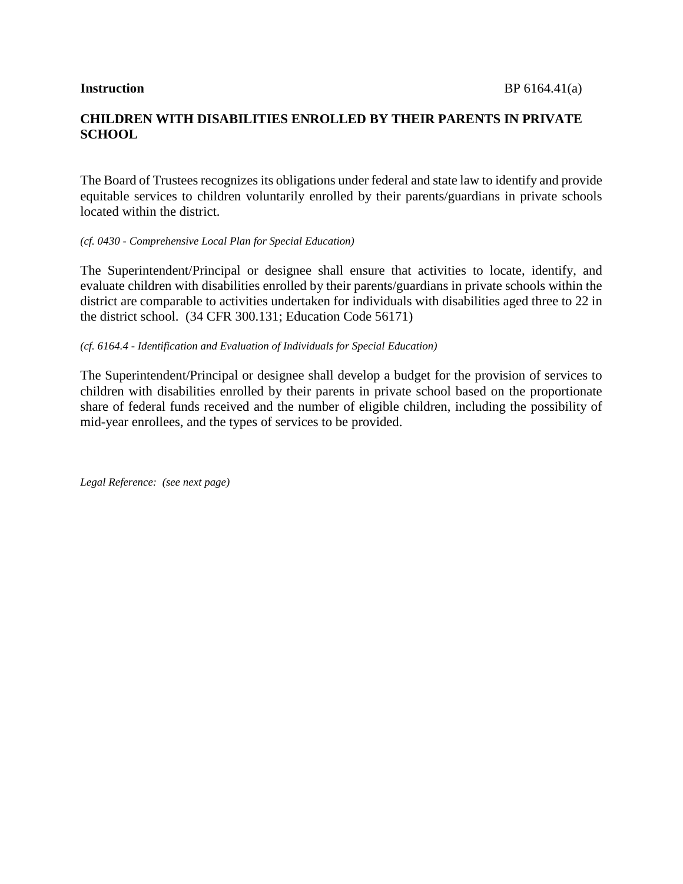**Instruction** BP 6164.41(a)

# CHILDREN WITH DISABILITIES ENROLLED BY THEIR PARENTS IN PRIVATE SCHOOL

The Board of Trustees recognizes its obligations under federal and state law to identify and provide equitable services to children voluntarily enrolled by their parents/guardians in private schools located within the district.

*(cf. 0430 - Comprehensive Local Plan for Special Education)*

The Superintendent/Principal or designee shall ensure that activities to locate, identify, and evaluate children with disabilities enrolled by their parents/guardians in private schools within the district are comparable to activities undertaken for individuals with disabilities aged three to 22 in the district school. (34 CFR 300.131; Education Code 56171)

*(cf. 6164.4 - Identification and Evaluation of Individuals for Special Education)*

The Superintendent/Principal or designee shall develop a budget for the provision of services to children with disabilities enrolled by their parents in private school based on the proportionate share of federal funds received and the number of eligible children, including the possibility of mid-year enrollees, and the types of services to be provided.

*Legal Reference: (see next page)*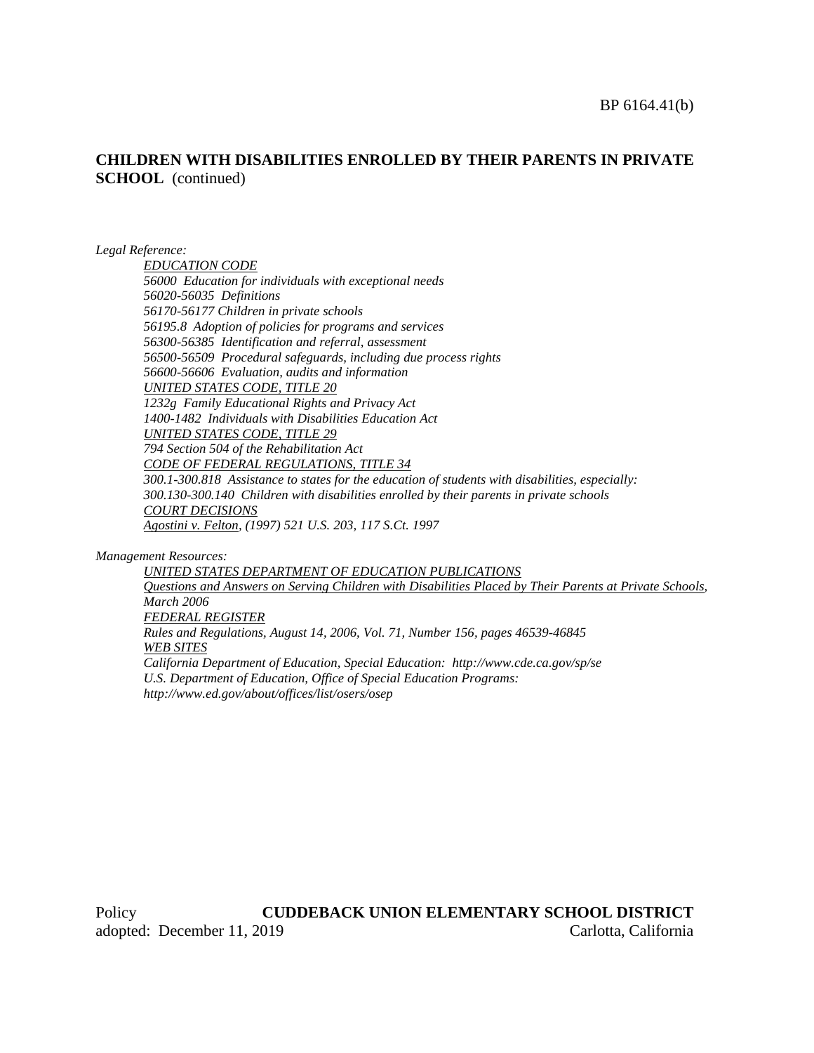## CHILDREN WITH DISABILITIES ENROLLED BY THEIR PARENTS IN PRIVATE SCHOOL (continued)

*Legal Reference:*

*EDUCATION CODE*
*56000 Education for individuals with exceptional needs*
*56020-56035 Definitions*
*56170-56177 Children in private schools*
*56195.8 Adoption of policies for programs and services*
*56300-56385 Identification and referral, assessment*
*56500-56509 Procedural safeguards, including due process rights*
*56600-56606 Evaluation, audits and information*
*UNITED STATES CODE, TITLE 20*
*1232g Family Educational Rights and Privacy Act*
*1400-1482 Individuals with Disabilities Education Act*
*UNITED STATES CODE, TITLE 29*
*794 Section 504 of the Rehabilitation Act*
*CODE OF FEDERAL REGULATIONS, TITLE 34*
*300.1-300.818 Assistance to states for the education of students with disabilities, especially:*
*300.130-300.140 Children with disabilities enrolled by their parents in private schools*
*COURT DECISIONS*
*Agostini v. Felton, (1997) 521 U.S. 203, 117 S.Ct. 1997*

*Management Resources:*

*UNITED STATES DEPARTMENT OF EDUCATION PUBLICATIONS*
*Questions and Answers on Serving Children with Disabilities Placed by Their Parents at Private Schools, March 2006*
*FEDERAL REGISTER*
*Rules and Regulations, August 14, 2006, Vol. 71, Number 156, pages 46539-46845*
*WEB SITES*
*California Department of Education, Special Education: http://www.cde.ca.gov/sp/se*
*U.S. Department of Education, Office of Special Education Programs: http://www.ed.gov/about/offices/list/osers/osep*

Policy adopted: December 11, 2019

**CUDDEBACK UNION ELEMENTARY SCHOOL DISTRICT**
Carlotta, California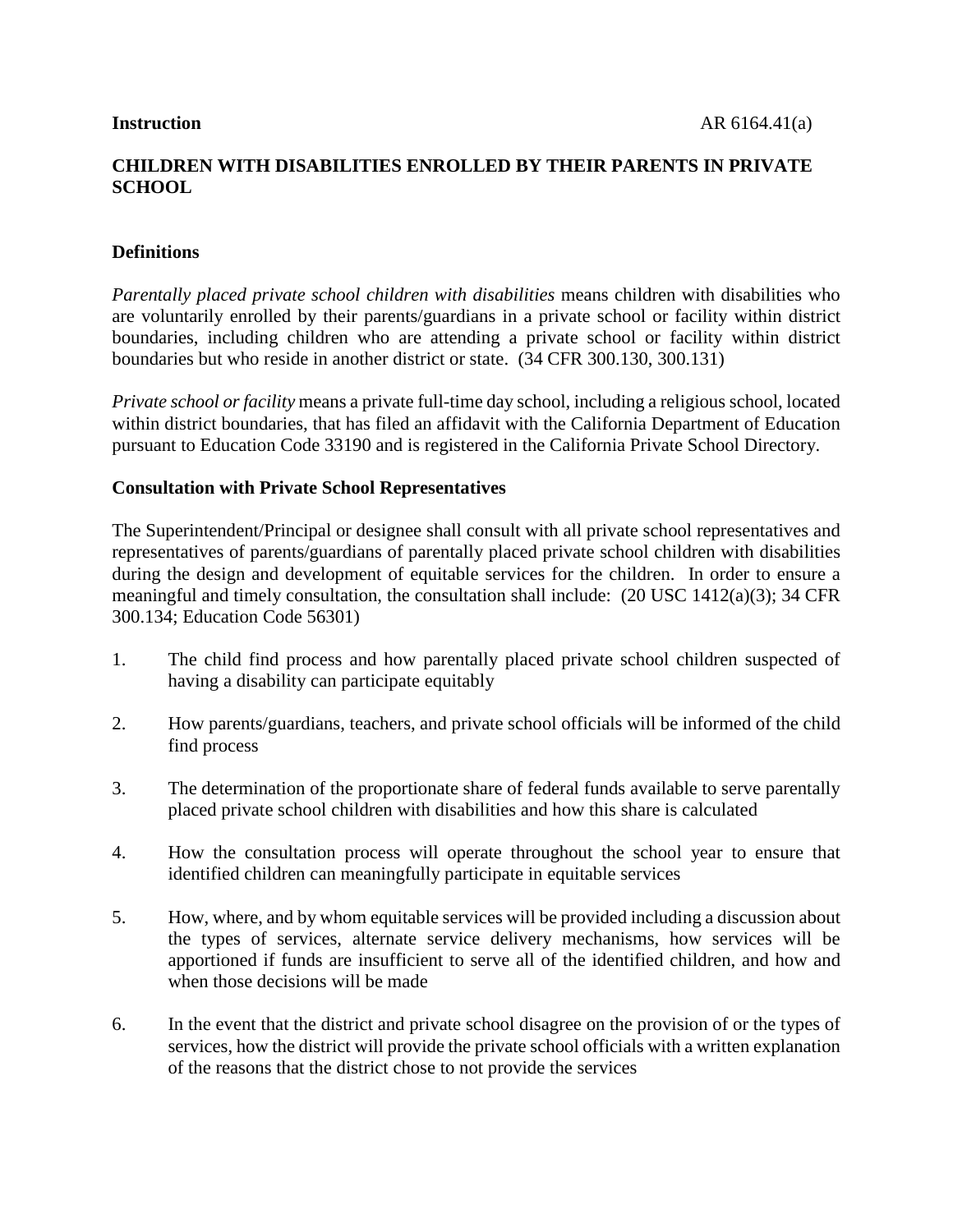**Instruction** AR 6164.41(a)

**CHILDREN WITH DISABILITIES ENROLLED BY THEIR PARENTS IN PRIVATE SCHOOL**

**Definitions**

*Parentally placed private school children with disabilities* means children with disabilities who are voluntarily enrolled by their parents/guardians in a private school or facility within district boundaries, including children who are attending a private school or facility within district boundaries but who reside in another district or state. (34 CFR 300.130, 300.131)

*Private school or facility* means a private full-time day school, including a religious school, located within district boundaries, that has filed an affidavit with the California Department of Education pursuant to Education Code 33190 and is registered in the California Private School Directory.

**Consultation with Private School Representatives**

The Superintendent/Principal or designee shall consult with all private school representatives and representatives of parents/guardians of parentally placed private school children with disabilities during the design and development of equitable services for the children. In order to ensure a meaningful and timely consultation, the consultation shall include: (20 USC 1412(a)(3); 34 CFR 300.134; Education Code 56301)

1. The child find process and how parentally placed private school children suspected of having a disability can participate equitably

2. How parents/guardians, teachers, and private school officials will be informed of the child find process

3. The determination of the proportionate share of federal funds available to serve parentally placed private school children with disabilities and how this share is calculated

4. How the consultation process will operate throughout the school year to ensure that identified children can meaningfully participate in equitable services

5. How, where, and by whom equitable services will be provided including a discussion about the types of services, alternate service delivery mechanisms, how services will be apportioned if funds are insufficient to serve all of the identified children, and how and when those decisions will be made

6. In the event that the district and private school disagree on the provision of or the types of services, how the district will provide the private school officials with a written explanation of the reasons that the district chose to not provide the services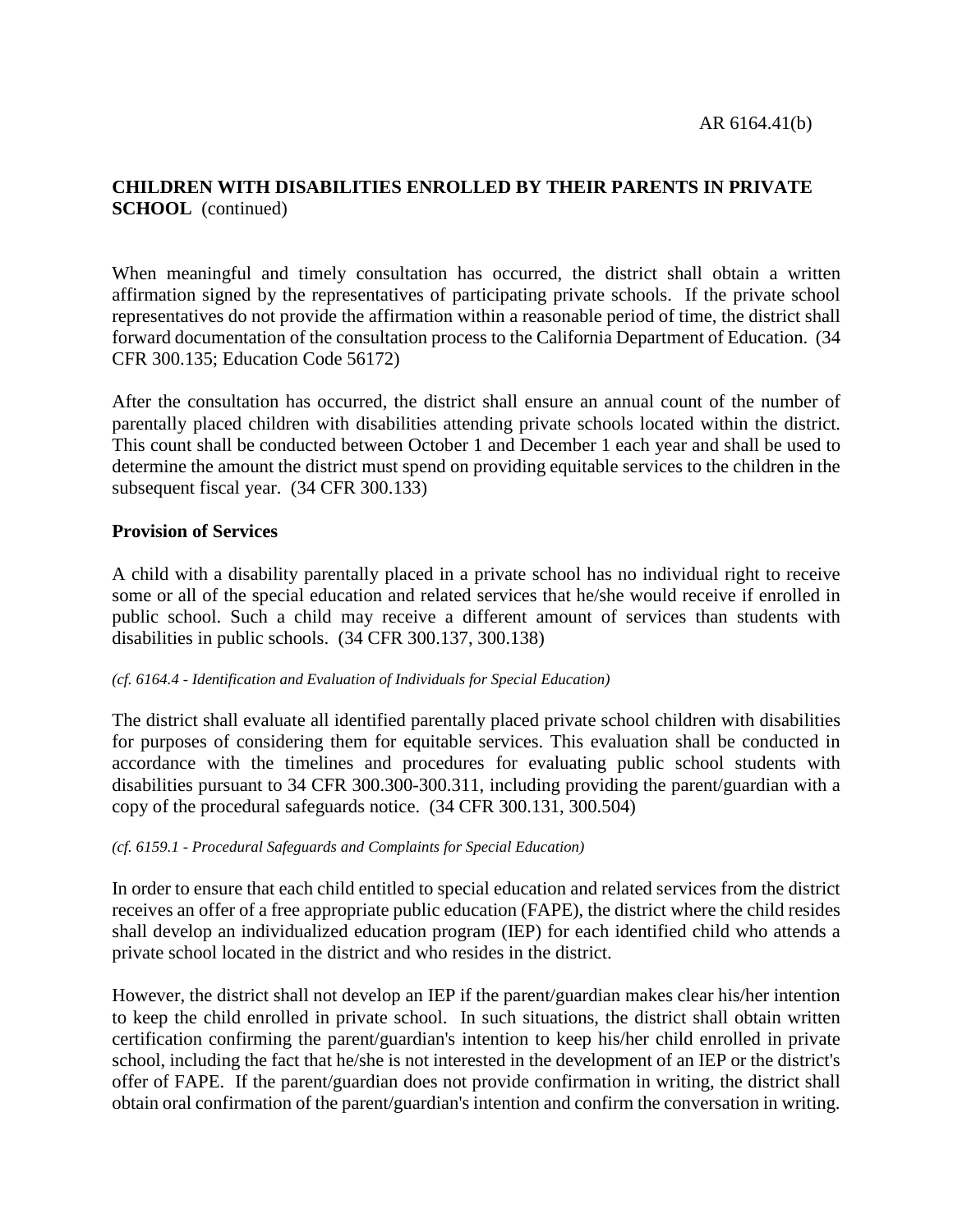**CHILDREN WITH DISABILITIES ENROLLED BY THEIR PARENTS IN PRIVATE SCHOOL** (continued)

When meaningful and timely consultation has occurred, the district shall obtain a written affirmation signed by the representatives of participating private schools. If the private school representatives do not provide the affirmation within a reasonable period of time, the district shall forward documentation of the consultation process to the California Department of Education. (34 CFR 300.135; Education Code 56172)

After the consultation has occurred, the district shall ensure an annual count of the number of parentally placed children with disabilities attending private schools located within the district. This count shall be conducted between October 1 and December 1 each year and shall be used to determine the amount the district must spend on providing equitable services to the children in the subsequent fiscal year. (34 CFR 300.133)

**Provision of Services**

A child with a disability parentally placed in a private school has no individual right to receive some or all of the special education and related services that he/she would receive if enrolled in public school. Such a child may receive a different amount of services than students with disabilities in public schools. (34 CFR 300.137, 300.138)

*(cf. 6164.4 - Identification and Evaluation of Individuals for Special Education)*

The district shall evaluate all identified parentally placed private school children with disabilities for purposes of considering them for equitable services. This evaluation shall be conducted in accordance with the timelines and procedures for evaluating public school students with disabilities pursuant to 34 CFR 300.300-300.311, including providing the parent/guardian with a copy of the procedural safeguards notice. (34 CFR 300.131, 300.504)

*(cf. 6159.1 - Procedural Safeguards and Complaints for Special Education)*

In order to ensure that each child entitled to special education and related services from the district receives an offer of a free appropriate public education (FAPE), the district where the child resides shall develop an individualized education program (IEP) for each identified child who attends a private school located in the district and who resides in the district.

However, the district shall not develop an IEP if the parent/guardian makes clear his/her intention to keep the child enrolled in private school. In such situations, the district shall obtain written certification confirming the parent/guardian's intention to keep his/her child enrolled in private school, including the fact that he/she is not interested in the development of an IEP or the district's offer of FAPE. If the parent/guardian does not provide confirmation in writing, the district shall obtain oral confirmation of the parent/guardian's intention and confirm the conversation in writing.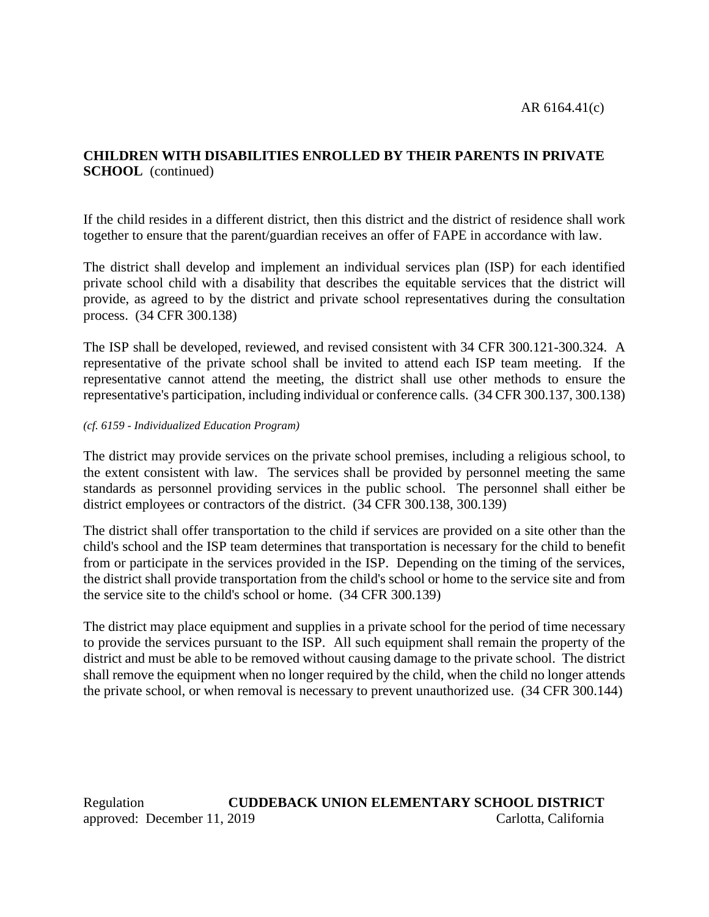**CHILDREN WITH DISABILITIES ENROLLED BY THEIR PARENTS IN PRIVATE SCHOOL** (continued)

If the child resides in a different district, then this district and the district of residence shall work together to ensure that the parent/guardian receives an offer of FAPE in accordance with law.

The district shall develop and implement an individual services plan (ISP) for each identified private school child with a disability that describes the equitable services that the district will provide, as agreed to by the district and private school representatives during the consultation process. (34 CFR 300.138)

The ISP shall be developed, reviewed, and revised consistent with 34 CFR 300.121-300.324. A representative of the private school shall be invited to attend each ISP team meeting. If the representative cannot attend the meeting, the district shall use other methods to ensure the representative's participation, including individual or conference calls. (34 CFR 300.137, 300.138)

*(cf. 6159 - Individualized Education Program)*

The district may provide services on the private school premises, including a religious school, to the extent consistent with law. The services shall be provided by personnel meeting the same standards as personnel providing services in the public school. The personnel shall either be district employees or contractors of the district. (34 CFR 300.138, 300.139)

The district shall offer transportation to the child if services are provided on a site other than the child's school and the ISP team determines that transportation is necessary for the child to benefit from or participate in the services provided in the ISP. Depending on the timing of the services, the district shall provide transportation from the child's school or home to the service site and from the service site to the child's school or home. (34 CFR 300.139)

The district may place equipment and supplies in a private school for the period of time necessary to provide the services pursuant to the ISP. All such equipment shall remain the property of the district and must be able to be removed without causing damage to the private school. The district shall remove the equipment when no longer required by the child, when the child no longer attends the private school, or when removal is necessary to prevent unauthorized use. (34 CFR 300.144)

Regulation approved: December 11, 2019

**CUDDEBACK UNION ELEMENTARY SCHOOL DISTRICT**
Carlotta, California